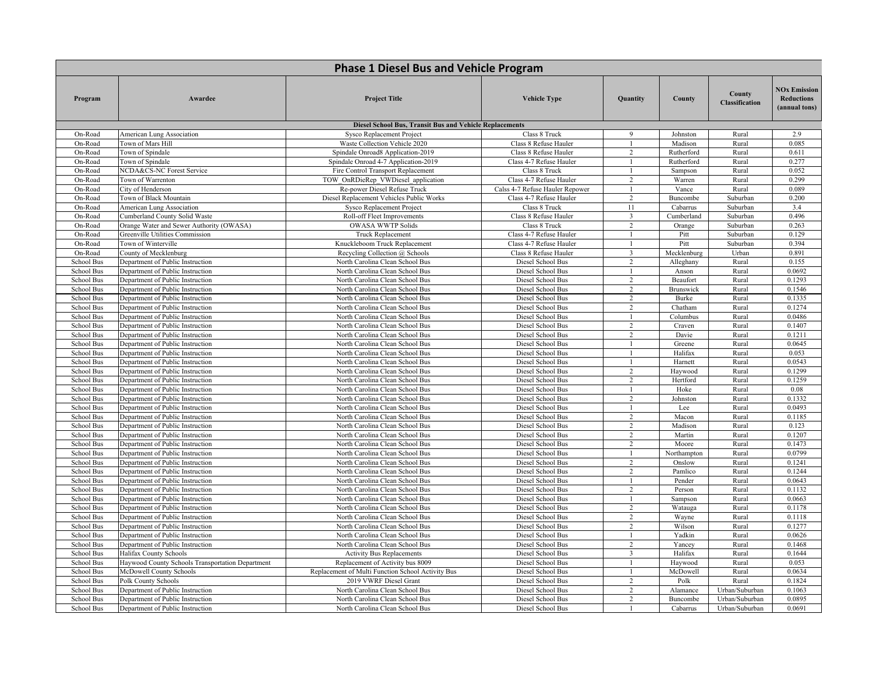# Phase 1 Diesel Bus and Vehicle Program

| Program | Awardee | Project Title | Vehicle Type | Quantity | County | County Classification | NOx Emission Reductions (annual tons) |
|---|---|---|---|---|---|---|---|
| **Diesel School Bus, Transit Bus and Vehicle Replacements** | | | | | | | |
| On-Road | American Lung Association | Sysco Replacement Project | Class 8 Truck | 9 | Johnston | Rural | 2.9 |
| On-Road | Town of Mars Hill | Waste Collection Vehicle 2020 | Class 8 Refuse Hauler | 1 | Madison | Rural | 0.085 |
| On-Road | Town of Spindale | Spindale Onroad8 Application-2019 | Class 8 Refuse Hauler | 2 | Rutherford | Rural | 0.611 |
| On-Road | Town of Spindale | Spindale Onroad 4-7 Application-2019 | Class 4-7 Refuse Hauler | 1 | Rutherford | Rural | 0.277 |
| On-Road | NCDA&CS-NC Forest Service | Fire Control Transport Replacement | Class 8 Truck | 1 | Sampson | Rural | 0.052 |
| On-Road | Town of Warrenton | TOW_OnRDieRep_VWDiesel_application | Class 4-7 Refuse Hauler | 2 | Warren | Rural | 0.299 |
| On-Road | City of Henderson | Re-power Diesel Refuse Truck | Calss 4-7 Refuse Hauler Repower | 1 | Vance | Rural | 0.089 |
| On-Road | Town of Black Mountain | Diesel Replacement Vehicles Public Works | Class 4-7 Refuse Hauler | 2 | Buncombe | Suburban | 0.200 |
| On-Road | American Lung Association | Sysco Replacement Project | Class 8 Truck | 11 | Cabarrus | Suburban | 3.4 |
| On-Road | Cumberland County Solid Waste | Roll-off Fleet Improvements | Class 8 Refuse Hauler | 3 | Cumberland | Suburban | 0.496 |
| On-Road | Orange Water and Sewer Authority (OWASA) | OWASA WWTP Solids | Class 8 Truck | 2 | Orange | Suburban | 0.263 |
| On-Road | Greenville Utilities Commission | Truck Replacement | Class 4-7 Refuse Hauler | 1 | Pitt | Suburban | 0.129 |
| On-Road | Town of Winterville | Knuckleboom Truck Replacement | Class 4-7 Refuse Hauler | 1 | Pitt | Suburban | 0.394 |
| On-Road | County of Mecklenburg | Recycling Collection @ Schools | Class 8 Refuse Hauler | 3 | Mecklenburg | Urban | 0.891 |
| School Bus | Department of Public Instruction | North Carolina Clean School Bus | Diesel School Bus | 2 | Alleghany | Rural | 0.155 |
| School Bus | Department of Public Instruction | North Carolina Clean School Bus | Diesel School Bus | 1 | Anson | Rural | 0.0692 |
| School Bus | Department of Public Instruction | North Carolina Clean School Bus | Diesel School Bus | 2 | Beaufort | Rural | 0.1293 |
| School Bus | Department of Public Instruction | North Carolina Clean School Bus | Diesel School Bus | 2 | Brunswick | Rural | 0.1546 |
| School Bus | Department of Public Instruction | North Carolina Clean School Bus | Diesel School Bus | 2 | Burke | Rural | 0.1335 |
| School Bus | Department of Public Instruction | North Carolina Clean School Bus | Diesel School Bus | 2 | Chatham | Rural | 0.1274 |
| School Bus | Department of Public Instruction | North Carolina Clean School Bus | Diesel School Bus | 1 | Columbus | Rural | 0.0486 |
| School Bus | Department of Public Instruction | North Carolina Clean School Bus | Diesel School Bus | 2 | Craven | Rural | 0.1407 |
| School Bus | Department of Public Instruction | North Carolina Clean School Bus | Diesel School Bus | 2 | Davie | Rural | 0.1211 |
| School Bus | Department of Public Instruction | North Carolina Clean School Bus | Diesel School Bus | 1 | Greene | Rural | 0.0645 |
| School Bus | Department of Public Instruction | North Carolina Clean School Bus | Diesel School Bus | 1 | Halifax | Rural | 0.053 |
| School Bus | Department of Public Instruction | North Carolina Clean School Bus | Diesel School Bus | 1 | Harnett | Rural | 0.0543 |
| School Bus | Department of Public Instruction | North Carolina Clean School Bus | Diesel School Bus | 2 | Haywood | Rural | 0.1299 |
| School Bus | Department of Public Instruction | North Carolina Clean School Bus | Diesel School Bus | 2 | Hertford | Rural | 0.1259 |
| School Bus | Department of Public Instruction | North Carolina Clean School Bus | Diesel School Bus | 1 | Hoke | Rural | 0.08 |
| School Bus | Department of Public Instruction | North Carolina Clean School Bus | Diesel School Bus | 2 | Johnston | Rural | 0.1332 |
| School Bus | Department of Public Instruction | North Carolina Clean School Bus | Diesel School Bus | 1 | Lee | Rural | 0.0493 |
| School Bus | Department of Public Instruction | North Carolina Clean School Bus | Diesel School Bus | 2 | Macon | Rural | 0.1185 |
| School Bus | Department of Public Instruction | North Carolina Clean School Bus | Diesel School Bus | 2 | Madison | Rural | 0.123 |
| School Bus | Department of Public Instruction | North Carolina Clean School Bus | Diesel School Bus | 2 | Martin | Rural | 0.1207 |
| School Bus | Department of Public Instruction | North Carolina Clean School Bus | Diesel School Bus | 2 | Moore | Rural | 0.1473 |
| School Bus | Department of Public Instruction | North Carolina Clean School Bus | Diesel School Bus | 1 | Northampton | Rural | 0.0799 |
| School Bus | Department of Public Instruction | North Carolina Clean School Bus | Diesel School Bus | 2 | Onslow | Rural | 0.1241 |
| School Bus | Department of Public Instruction | North Carolina Clean School Bus | Diesel School Bus | 2 | Pamlico | Rural | 0.1244 |
| School Bus | Department of Public Instruction | North Carolina Clean School Bus | Diesel School Bus | 1 | Pender | Rural | 0.0643 |
| School Bus | Department of Public Instruction | North Carolina Clean School Bus | Diesel School Bus | 2 | Person | Rural | 0.1132 |
| School Bus | Department of Public Instruction | North Carolina Clean School Bus | Diesel School Bus | 1 | Sampson | Rural | 0.0663 |
| School Bus | Department of Public Instruction | North Carolina Clean School Bus | Diesel School Bus | 2 | Watauga | Rural | 0.1178 |
| School Bus | Department of Public Instruction | North Carolina Clean School Bus | Diesel School Bus | 2 | Wayne | Rural | 0.1118 |
| School Bus | Department of Public Instruction | North Carolina Clean School Bus | Diesel School Bus | 2 | Wilson | Rural | 0.1277 |
| School Bus | Department of Public Instruction | North Carolina Clean School Bus | Diesel School Bus | 1 | Yadkin | Rural | 0.0626 |
| School Bus | Department of Public Instruction | North Carolina Clean School Bus | Diesel School Bus | 2 | Yancey | Rural | 0.1468 |
| School Bus | Halifax County Schools | Activity Bus Replacements | Diesel School Bus | 3 | Halifax | Rural | 0.1644 |
| School Bus | Haywood County Schools Transportation Department | Replacement of Activity bus 8009 | Diesel School Bus | 1 | Haywood | Rural | 0.053 |
| School Bus | McDowell County Schools | Replacement of Multi Function School Activity Bus | Diesel School Bus | 1 | McDowell | Rural | 0.0634 |
| School Bus | Polk County Schools | 2019 VWRF Diesel Grant | Diesel School Bus | 2 | Polk | Rural | 0.1824 |
| School Bus | Department of Public Instruction | North Carolina Clean School Bus | Diesel School Bus | 2 | Alamance | Urban/Suburban | 0.1063 |
| School Bus | Department of Public Instruction | North Carolina Clean School Bus | Diesel School Bus | 2 | Buncombe | Urban/Suburban | 0.0895 |
| School Bus | Department of Public Instruction | North Carolina Clean School Bus | Diesel School Bus | 1 | Cabarrus | Urban/Suburban | 0.0691 |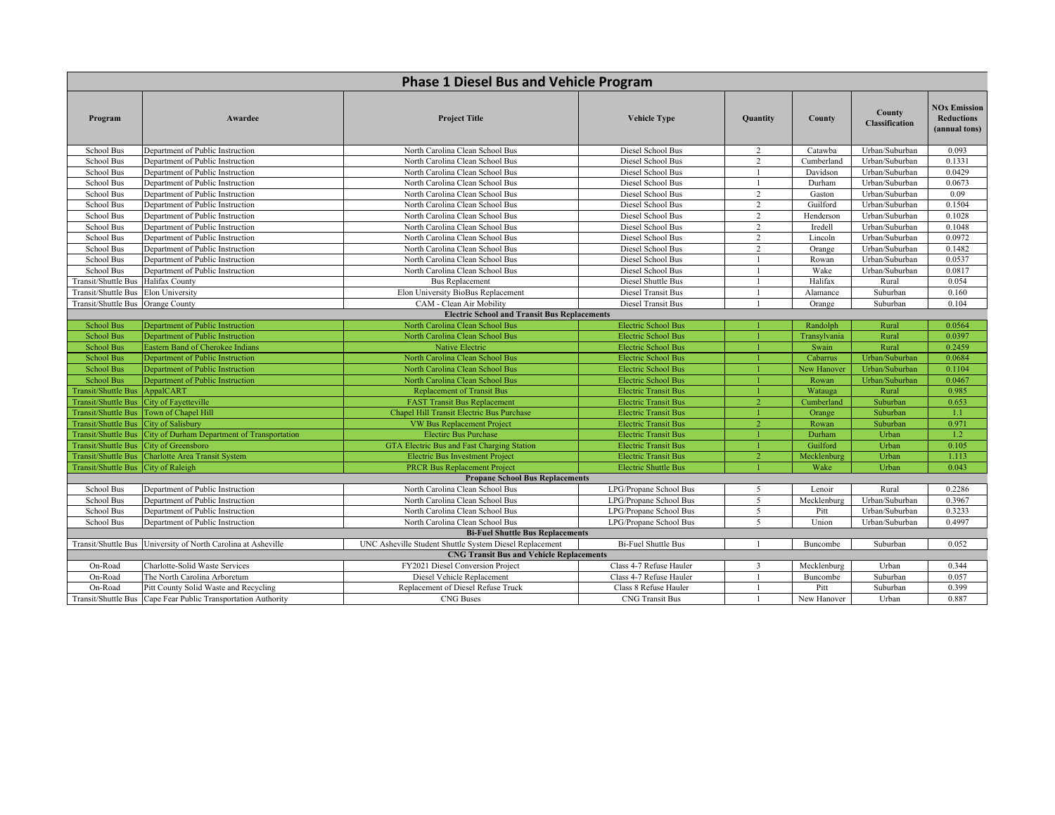| Phase 1 Diesel Bus and Vehicle Program | | | | | | | |
|---|---|---|---|---|---|---|---|
| **Program** | **Awardee** | **Project Title** | **Vehicle Type** | **Quantity** | **County** | **County Classification** | **NOx Emission Reductions (annual tons)** |
| School Bus | Department of Public Instruction | North Carolina Clean School Bus | Diesel School Bus | 2 | Catawba | Urban/Suburban | 0.093 |
| School Bus | Department of Public Instruction | North Carolina Clean School Bus | Diesel School Bus | 2 | Cumberland | Urban/Suburban | 0.1331 |
| School Bus | Department of Public Instruction | North Carolina Clean School Bus | Diesel School Bus | 1 | Davidson | Urban/Suburban | 0.0429 |
| School Bus | Department of Public Instruction | North Carolina Clean School Bus | Diesel School Bus | 1 | Durham | Urban/Suburban | 0.0673 |
| School Bus | Department of Public Instruction | North Carolina Clean School Bus | Diesel School Bus | 2 | Gaston | Urban/Suburban | 0.09 |
| School Bus | Department of Public Instruction | North Carolina Clean School Bus | Diesel School Bus | 2 | Guilford | Urban/Suburban | 0.1504 |
| School Bus | Department of Public Instruction | North Carolina Clean School Bus | Diesel School Bus | 2 | Henderson | Urban/Suburban | 0.1028 |
| School Bus | Department of Public Instruction | North Carolina Clean School Bus | Diesel School Bus | 2 | Iredell | Urban/Suburban | 0.1048 |
| School Bus | Department of Public Instruction | North Carolina Clean School Bus | Diesel School Bus | 2 | Lincoln | Urban/Suburban | 0.0972 |
| School Bus | Department of Public Instruction | North Carolina Clean School Bus | Diesel School Bus | 2 | Orange | Urban/Suburban | 0.1482 |
| School Bus | Department of Public Instruction | North Carolina Clean School Bus | Diesel School Bus | 1 | Rowan | Urban/Suburban | 0.0537 |
| School Bus | Department of Public Instruction | North Carolina Clean School Bus | Diesel School Bus | 1 | Wake | Urban/Suburban | 0.0817 |
| Transit/Shuttle Bus | Halifax County | Bus Replacement | Diesel Shuttle Bus | 1 | Halifax | Rural | 0.054 |
| Transit/Shuttle Bus | Elon University | Elon University BioBus Replacement | Diesel Transit Bus | 1 | Alamance | Suburban | 0.160 |
| Transit/Shuttle Bus | Orange County | CAM - Clean Air Mobility | Diesel Transit Bus | 1 | Orange | Suburban | 0.104 |
| **Electric School and Transit Bus Replacements** | | | | | | | |
| School Bus | Department of Public Instruction | North Carolina Clean School Bus | Electric School Bus | 1 | Randolph | Rural | 0.0564 |
| School Bus | Department of Public Instruction | North Carolina Clean School Bus | Electric School Bus | 1 | Transylvania | Rural | 0.0397 |
| School Bus | Eastern Band of Cherokee Indians | Native Electric | Electric School Bus | 1 | Swain | Rural | 0.2459 |
| School Bus | Department of Public Instruction | North Carolina Clean School Bus | Electric School Bus | 1 | Cabarrus | Urban/Suburban | 0.0684 |
| School Bus | Department of Public Instruction | North Carolina Clean School Bus | Electric School Bus | 1 | New Hanover | Urban/Suburban | 0.1104 |
| School Bus | Department of Public Instruction | North Carolina Clean School Bus | Electric School Bus | 1 | Rowan | Urban/Suburban | 0.0467 |
| Transit/Shuttle Bus | AppalCART | Replacement of Transit Bus | Electric Transit Bus | 1 | Watauga | Rural | 0.985 |
| Transit/Shuttle Bus | City of Fayetteville | FAST Transit Bus Replacement | Electric Transit Bus | 2 | Cumberland | Suburban | 0.653 |
| Transit/Shuttle Bus | Town of Chapel Hill | Chapel Hill Transit Electric Bus Purchase | Electric Transit Bus | 1 | Orange | Suburban | 1.1 |
| Transit/Shuttle Bus | City of Salisbury | VW Bus Replacement Project | Electric Transit Bus | 2 | Rowan | Suburban | 0.971 |
| Transit/Shuttle Bus | City of Durham Department of Transportation | Electirc Bus Purchase | Electric Transit Bus | 1 | Durham | Urban | 1.2 |
| Transit/Shuttle Bus | City of Greensboro | GTA Electric Bus and Fast Charging Station | Electric Transit Bus | 1 | Guilford | Urban | 0.105 |
| Transit/Shuttle Bus | Charlotte Area Transit System | Electric Bus Investment Project | Electric Transit Bus | 2 | Mecklenburg | Urban | 1.113 |
| Transit/Shuttle Bus | City of Raleigh | PRCR Bus Replacement Project | Electric Shuttle Bus | 1 | Wake | Urban | 0.043 |
| **Propane School Bus Replacements** | | | | | | | |
| School Bus | Department of Public Instruction | North Carolina Clean School Bus | LPG/Propane School Bus | 5 | Lenoir | Rural | 0.2286 |
| School Bus | Department of Public Instruction | North Carolina Clean School Bus | LPG/Propane School Bus | 5 | Mecklenburg | Urban/Suburban | 0.3967 |
| School Bus | Department of Public Instruction | North Carolina Clean School Bus | LPG/Propane School Bus | 5 | Pitt | Urban/Suburban | 0.3233 |
| School Bus | Department of Public Instruction | North Carolina Clean School Bus | LPG/Propane School Bus | 5 | Union | Urban/Suburban | 0.4997 |
| **Bi-Fuel Shuttle Bus Replacements** | | | | | | | |
| Transit/Shuttle Bus | University of North Carolina at Asheville | UNC Asheville Student Shuttle System Diesel Replacement | Bi-Fuel Shuttle Bus | 1 | Buncombe | Suburban | 0.052 |
| **CNG Transit Bus and Vehicle Replacements** | | | | | | | |
| On-Road | Charlotte-Solid Waste Services | FY2021 Diesel Conversion Project | Class 4-7 Refuse Hauler | 3 | Mecklenburg | Urban | 0.344 |
| On-Road | The North Carolina Arboretum | Diesel Vehicle Replacement | Class 4-7 Refuse Hauler | 1 | Buncombe | Suburban | 0.057 |
| On-Road | Pitt County Solid Waste and Recycling | Replacement of Diesel Refuse Truck | Class 8 Refuse Hauler | 1 | Pitt | Suburban | 0.399 |
| Transit/Shuttle Bus | Cape Fear Public Transportation Authority | CNG Buses | CNG Transit Bus | 1 | New Hanover | Urban | 0.887 |